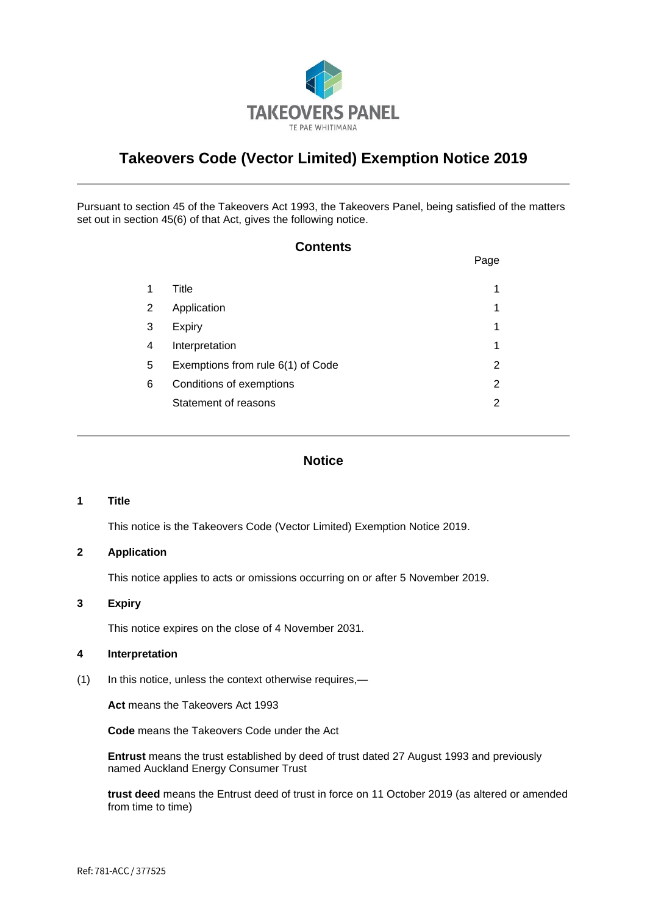TAKEOVERS PANEL

TE PAE WHITIMANA

# Takeovers Code (Vector Limited) Exemption Notice 2019

Pursuant to section 45 of the Takeovers Act 1993, the Takeovers Panel, being satisfied of the matters set out in section 45(6) of that Act, gives the following notice.

## Contents

| | | Page |
|---|---|---|
| 1 | Title | 1 |
| 2 | Application | 1 |
| 3 | Expiry | 1 |
| 4 | Interpretation | 1 |
| 5 | Exemptions from rule 6(1) of Code | 2 |
| 6 | Conditions of exemptions | 2 |
| | Statement of reasons | 2 |

## Notice

### 1 Title

This notice is the Takeovers Code (Vector Limited) Exemption Notice 2019.

### 2 Application

This notice applies to acts or omissions occurring on or after 5 November 2019.

### 3 Expiry

This notice expires on the close of 4 November 2031.

### 4 Interpretation

(1) In this notice, unless the context otherwise requires,—

**Act** means the Takeovers Act 1993

**Code** means the Takeovers Code under the Act

**Entrust** means the trust established by deed of trust dated 27 August 1993 and previously named Auckland Energy Consumer Trust

**trust deed** means the Entrust deed of trust in force on 11 October 2019 (as altered or amended from time to time)

Ref: 781-ACC / 377525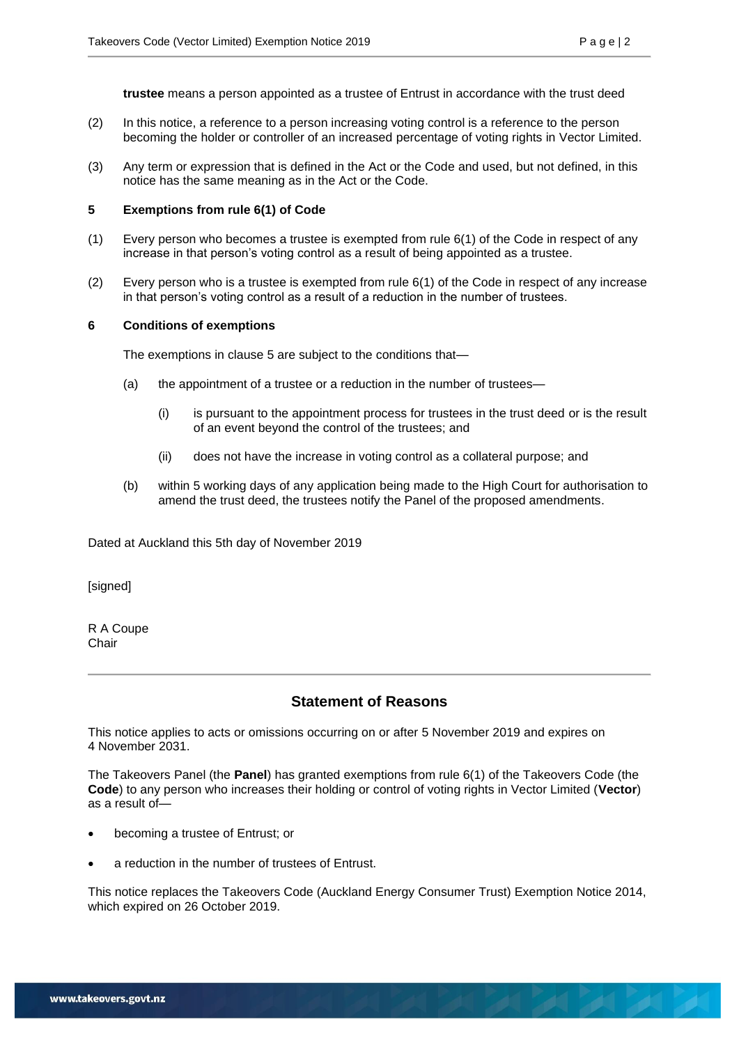**trustee** means a person appointed as a trustee of Entrust in accordance with the trust deed

(2) In this notice, a reference to a person increasing voting control is a reference to the person becoming the holder or controller of an increased percentage of voting rights in Vector Limited.

(3) Any term or expression that is defined in the Act or the Code and used, but not defined, in this notice has the same meaning as in the Act or the Code.

### 5 Exemptions from rule 6(1) of Code

(1) Every person who becomes a trustee is exempted from rule 6(1) of the Code in respect of any increase in that person's voting control as a result of being appointed as a trustee.

(2) Every person who is a trustee is exempted from rule 6(1) of the Code in respect of any increase in that person's voting control as a result of a reduction in the number of trustees.

### 6 Conditions of exemptions

The exemptions in clause 5 are subject to the conditions that—

(a) the appointment of a trustee or a reduction in the number of trustees—

(i) is pursuant to the appointment process for trustees in the trust deed or is the result of an event beyond the control of the trustees; and

(ii) does not have the increase in voting control as a collateral purpose; and

(b) within 5 working days of any application being made to the High Court for authorisation to amend the trust deed, the trustees notify the Panel of the proposed amendments.

Dated at Auckland this 5th day of November 2019

[signed]

R A Coupe
Chair

---

## Statement of Reasons

This notice applies to acts or omissions occurring on or after 5 November 2019 and expires on 4 November 2031.

The Takeovers Panel (the **Panel**) has granted exemptions from rule 6(1) of the Takeovers Code (the **Code**) to any person who increases their holding or control of voting rights in Vector Limited (**Vector**) as a result of—

- becoming a trustee of Entrust; or
- a reduction in the number of trustees of Entrust.

This notice replaces the Takeovers Code (Auckland Energy Consumer Trust) Exemption Notice 2014, which expired on 26 October 2019.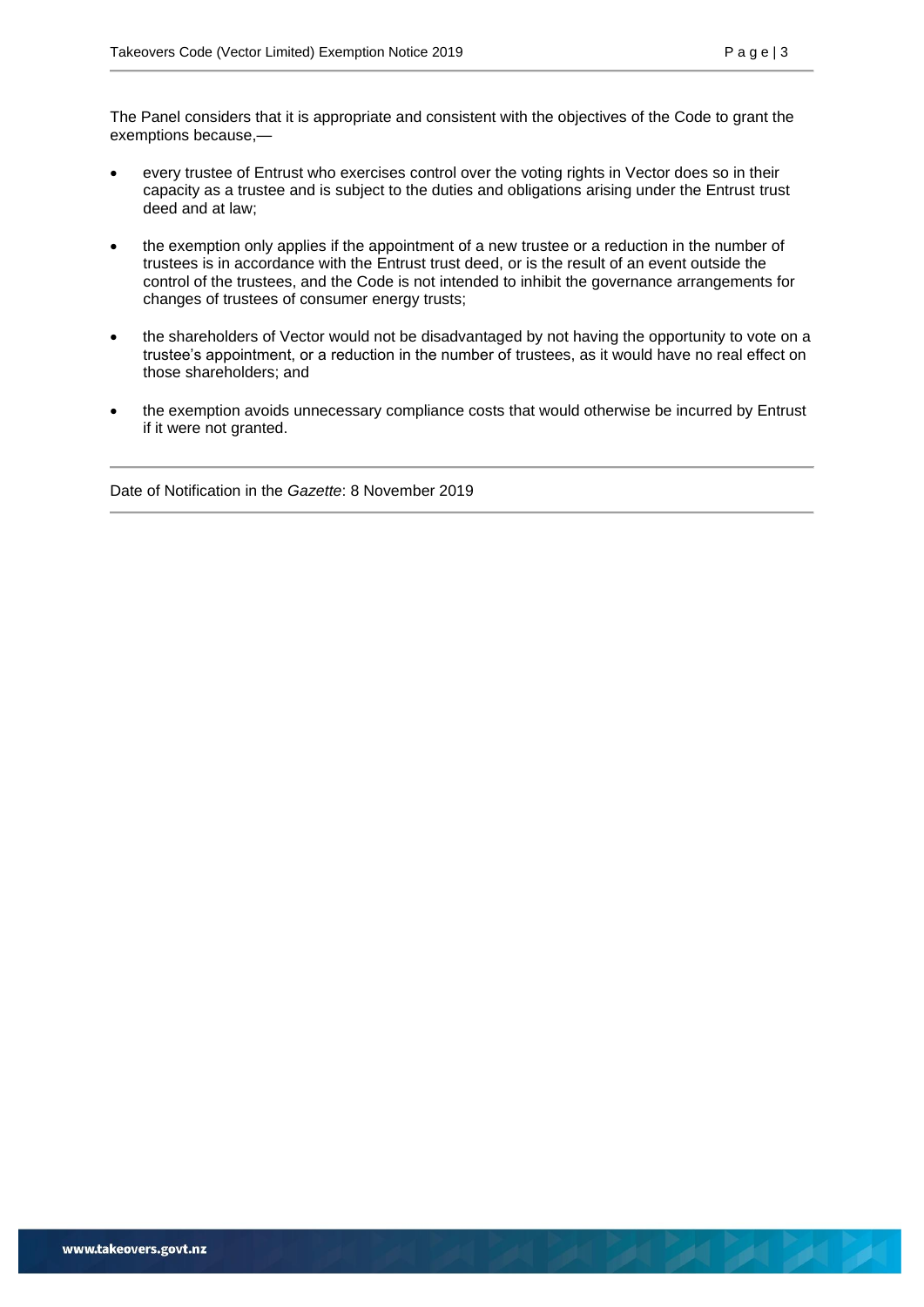The Panel considers that it is appropriate and consistent with the objectives of the Code to grant the exemptions because,—

- every trustee of Entrust who exercises control over the voting rights in Vector does so in their capacity as a trustee and is subject to the duties and obligations arising under the Entrust trust deed and at law;

- the exemption only applies if the appointment of a new trustee or a reduction in the number of trustees is in accordance with the Entrust trust deed, or is the result of an event outside the control of the trustees, and the Code is not intended to inhibit the governance arrangements for changes of trustees of consumer energy trusts;

- the shareholders of Vector would not be disadvantaged by not having the opportunity to vote on a trustee's appointment, or a reduction in the number of trustees, as it would have no real effect on those shareholders; and

- the exemption avoids unnecessary compliance costs that would otherwise be incurred by Entrust if it were not granted.

---

Date of Notification in the *Gazette*: 8 November 2019

---